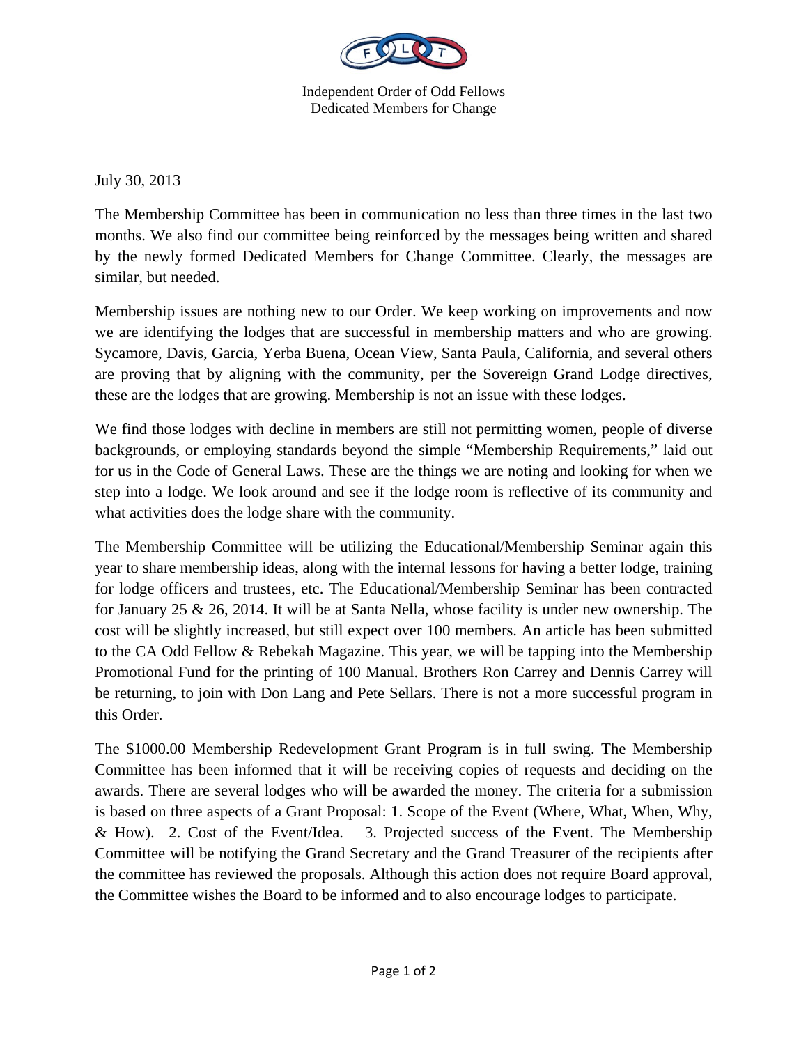Independent Order of Odd Fellows
Dedicated Members for Change

July 30, 2013

The Membership Committee has been in communication no less than three times in the last two months. We also find our committee being reinforced by the messages being written and shared by the newly formed Dedicated Members for Change Committee. Clearly, the messages are similar, but needed.

Membership issues are nothing new to our Order. We keep working on improvements and now we are identifying the lodges that are successful in membership matters and who are growing. Sycamore, Davis, Garcia, Yerba Buena, Ocean View, Santa Paula, California, and several others are proving that by aligning with the community, per the Sovereign Grand Lodge directives, these are the lodges that are growing. Membership is not an issue with these lodges.

We find those lodges with decline in members are still not permitting women, people of diverse backgrounds, or employing standards beyond the simple "Membership Requirements," laid out for us in the Code of General Laws. These are the things we are noting and looking for when we step into a lodge. We look around and see if the lodge room is reflective of its community and what activities does the lodge share with the community.

The Membership Committee will be utilizing the Educational/Membership Seminar again this year to share membership ideas, along with the internal lessons for having a better lodge, training for lodge officers and trustees, etc. The Educational/Membership Seminar has been contracted for January 25 & 26, 2014. It will be at Santa Nella, whose facility is under new ownership. The cost will be slightly increased, but still expect over 100 members. An article has been submitted to the CA Odd Fellow & Rebekah Magazine. This year, we will be tapping into the Membership Promotional Fund for the printing of 100 Manual. Brothers Ron Carrey and Dennis Carrey will be returning, to join with Don Lang and Pete Sellars. There is not a more successful program in this Order.

The $1000.00 Membership Redevelopment Grant Program is in full swing. The Membership Committee has been informed that it will be receiving copies of requests and deciding on the awards. There are several lodges who will be awarded the money. The criteria for a submission is based on three aspects of a Grant Proposal: 1. Scope of the Event (Where, What, When, Why, & How). 2. Cost of the Event/Idea. 3. Projected success of the Event. The Membership Committee will be notifying the Grand Secretary and the Grand Treasurer of the recipients after the committee has reviewed the proposals. Although this action does not require Board approval, the Committee wishes the Board to be informed and to also encourage lodges to participate.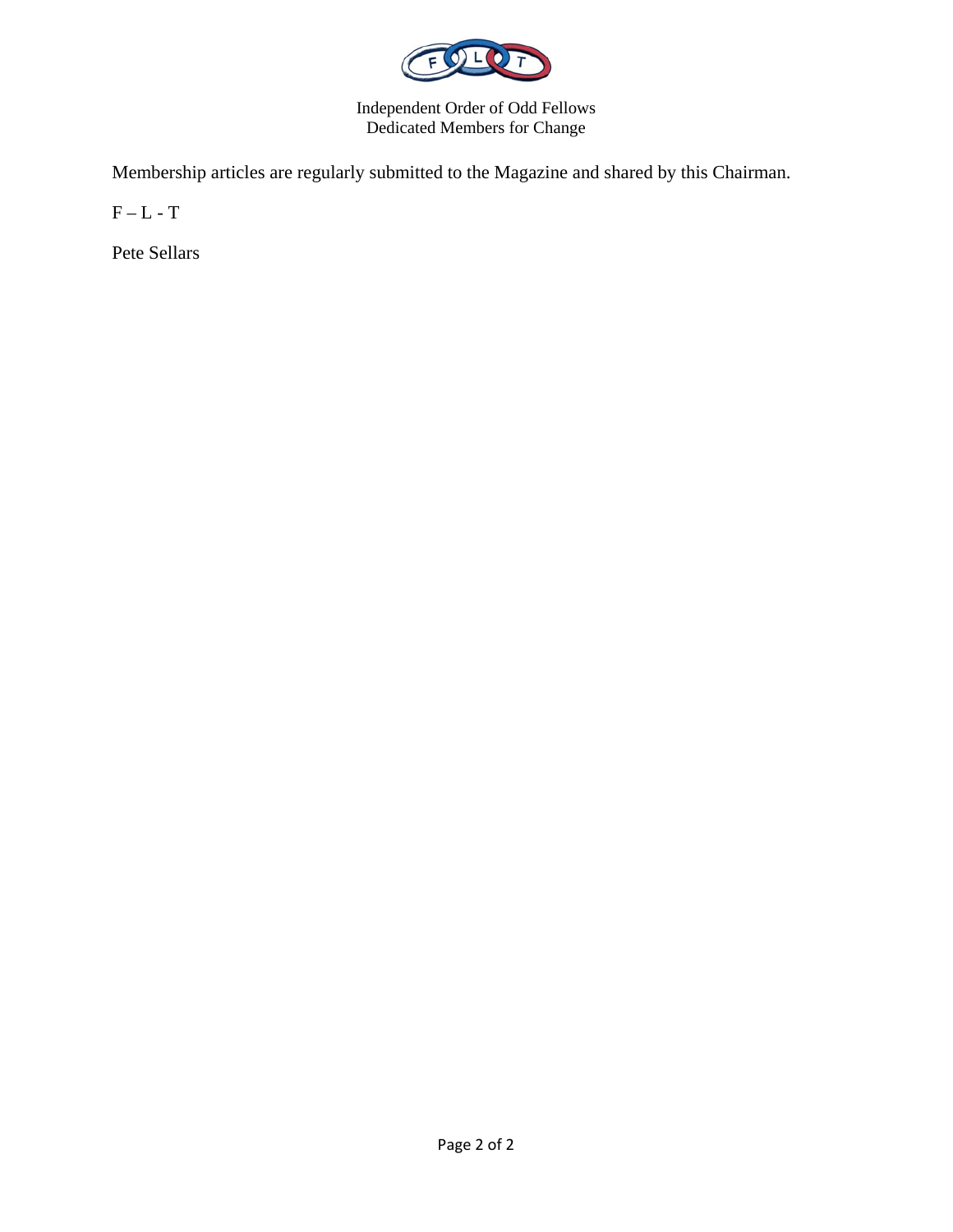Independent Order of Odd Fellows
Dedicated Members for Change

Membership articles are regularly submitted to the Magazine and shared by this Chairman.

F – L - T

Pete Sellars